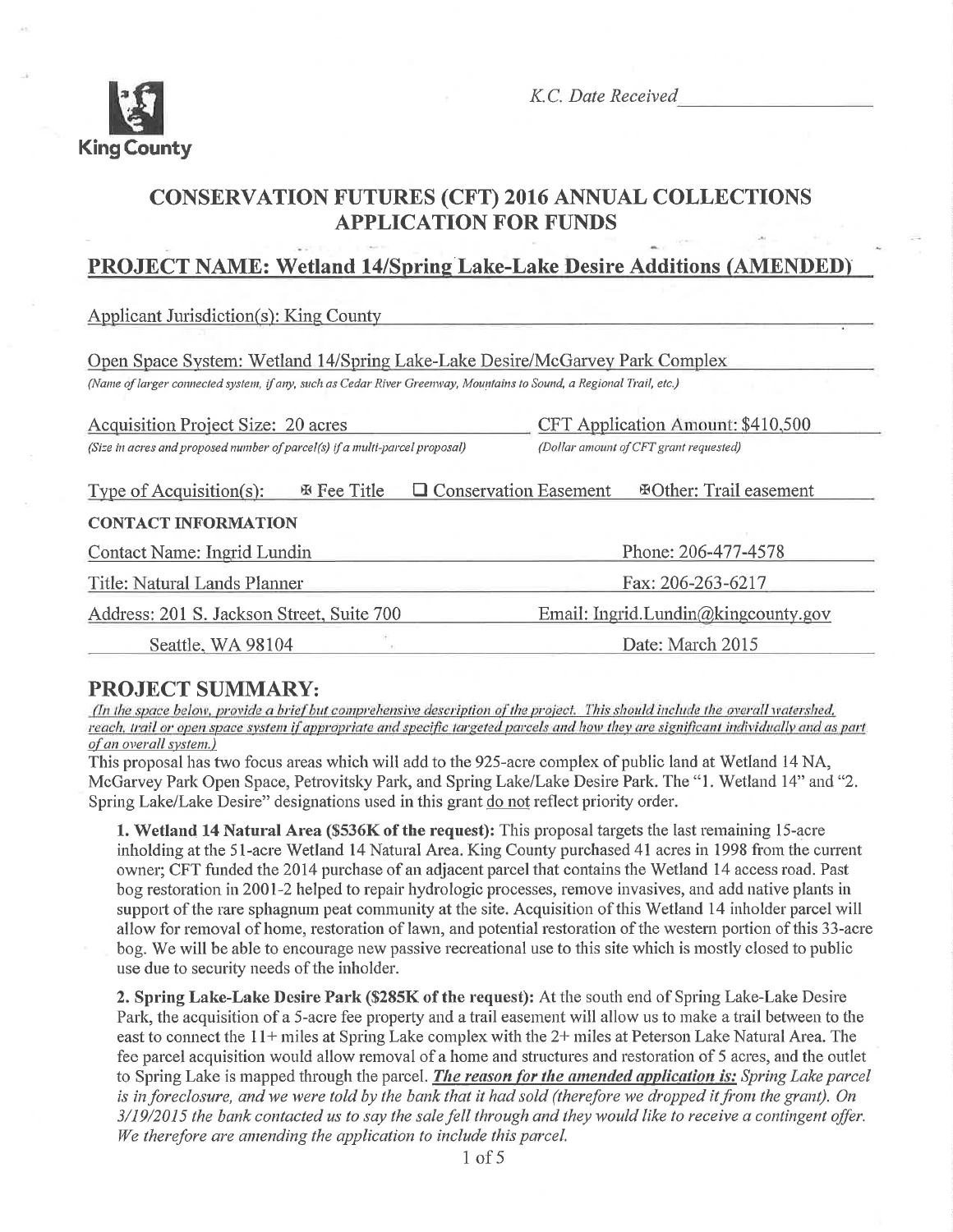King County

*K.C. Date Received* ____________________

# CONSERVATION FUTURES (CFT) 2016 ANNUAL COLLECTIONS APPLICATION FOR FUNDS

## PROJECT NAME: Wetland 14/Spring Lake-Lake Desire Additions (AMENDED)

Applicant Jurisdiction(s): King County

Open Space System: Wetland 14/Spring Lake-Lake Desire/McGarvey Park Complex
*(Name of larger connected system, if any, such as Cedar River Greenway, Mountains to Sound, a Regional Trail, etc.)*

Acquisition Project Size: 20 acres
*(Size in acres and proposed number of parcel(s) if a multi-parcel proposal)*

CFT Application Amount: $410,500
*(Dollar amount of CFT grant requested)*

Type of Acquisition(s): ☒ Fee Title ☐ Conservation Easement ☒ Other: Trail easement

**CONTACT INFORMATION**

Contact Name: Ingrid Lundin
Phone: 206-477-4578

Title: Natural Lands Planner
Fax: 206-263-6217

Address: 201 S. Jackson Street, Suite 700
Seattle, WA 98104
Email: Ingrid.Lundin@kingcounty.gov

Date: March 2015

## PROJECT SUMMARY:

*(In the space below, provide a brief but comprehensive description of the project. This should include the overall watershed, reach, trail or open space system if appropriate and specific targeted parcels and how they are significant individually and as part of an overall system.)*

This proposal has two focus areas which will add to the 925-acre complex of public land at Wetland 14 NA, McGarvey Park Open Space, Petrovitsky Park, and Spring Lake/Lake Desire Park. The "1. Wetland 14" and "2. Spring Lake/Lake Desire" designations used in this grant do not reflect priority order.

**1. Wetland 14 Natural Area ($536K of the request):** This proposal targets the last remaining 15-acre inholding at the 51-acre Wetland 14 Natural Area. King County purchased 41 acres in 1998 from the current owner; CFT funded the 2014 purchase of an adjacent parcel that contains the Wetland 14 access road. Past bog restoration in 2001-2 helped to repair hydrologic processes, remove invasives, and add native plants in support of the rare sphagnum peat community at the site. Acquisition of this Wetland 14 inholder parcel will allow for removal of home, restoration of lawn, and potential restoration of the western portion of this 33-acre bog. We will be able to encourage new passive recreational use to this site which is mostly closed to public use due to security needs of the inholder.

**2. Spring Lake-Lake Desire Park ($285K of the request):** At the south end of Spring Lake-Lake Desire Park, the acquisition of a 5-acre fee property and a trail easement will allow us to make a trail between to the east to connect the 11+ miles at Spring Lake complex with the 2+ miles at Peterson Lake Natural Area. The fee parcel acquisition would allow removal of a home and structures and restoration of 5 acres, and the outlet to Spring Lake is mapped through the parcel. ***The reason for the amended application is:*** *Spring Lake parcel is in foreclosure, and we were told by the bank that it had sold (therefore we dropped it from the grant). On 3/19/2015 the bank contacted us to say the sale fell through and they would like to receive a contingent offer. We therefore are amending the application to include this parcel.*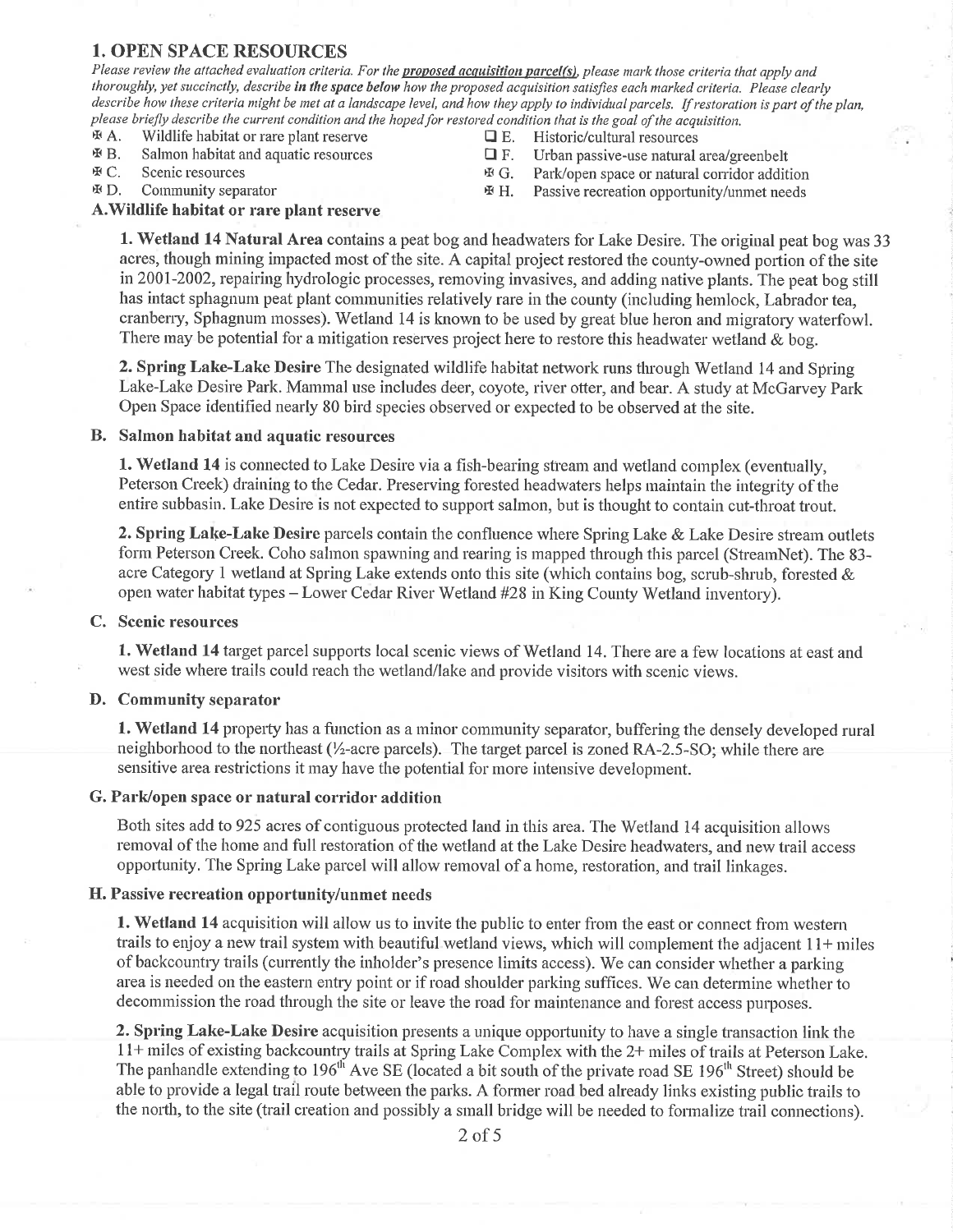## 1. OPEN SPACE RESOURCES

*Please review the attached evaluation criteria. For the **proposed acquisition parcel(s)**, please mark those criteria that apply and thoroughly, yet succinctly, describe **in the space below** how the proposed acquisition satisfies each marked criteria. Please clearly describe how these criteria might be met at a landscape level, and how they apply to individual parcels. If restoration is part of the plan, please briefly describe the current condition and the hoped for restored condition that is the goal of the acquisition.*

- ☒ A. Wildlife habitat or rare plant reserve
- ☒ B. Salmon habitat and aquatic resources
- ☒ C. Scenic resources
- ☒ D. Community separator
- ☐ E. Historic/cultural resources
- ☐ F. Urban passive-use natural area/greenbelt
- ☒ G. Park/open space or natural corridor addition
- ☒ H. Passive recreation opportunity/unmet needs

### A. Wildlife habitat or rare plant reserve

**1. Wetland 14 Natural Area** contains a peat bog and headwaters for Lake Desire. The original peat bog was 33 acres, though mining impacted most of the site. A capital project restored the county-owned portion of the site in 2001-2002, repairing hydrologic processes, removing invasives, and adding native plants. The peat bog still has intact sphagnum peat plant communities relatively rare in the county (including hemlock, Labrador tea, cranberry, Sphagnum mosses). Wetland 14 is known to be used by great blue heron and migratory waterfowl. There may be potential for a mitigation reserves project here to restore this headwater wetland & bog.

**2. Spring Lake-Lake Desire** The designated wildlife habitat network runs through Wetland 14 and Spring Lake-Lake Desire Park. Mammal use includes deer, coyote, river otter, and bear. A study at McGarvey Park Open Space identified nearly 80 bird species observed or expected to be observed at the site.

### B. Salmon habitat and aquatic resources

**1. Wetland 14** is connected to Lake Desire via a fish-bearing stream and wetland complex (eventually, Peterson Creek) draining to the Cedar. Preserving forested headwaters helps maintain the integrity of the entire subbasin. Lake Desire is not expected to support salmon, but is thought to contain cut-throat trout.

**2. Spring Lake-Lake Desire** parcels contain the confluence where Spring Lake & Lake Desire stream outlets form Peterson Creek. Coho salmon spawning and rearing is mapped through this parcel (StreamNet). The 83-acre Category 1 wetland at Spring Lake extends onto this site (which contains bog, scrub-shrub, forested & open water habitat types – Lower Cedar River Wetland #28 in King County Wetland inventory).

### C. Scenic resources

**1. Wetland 14** target parcel supports local scenic views of Wetland 14. There are a few locations at east and west side where trails could reach the wetland/lake and provide visitors with scenic views.

### D. Community separator

**1. Wetland 14** property has a function as a minor community separator, buffering the densely developed rural neighborhood to the northeast (½-acre parcels). The target parcel is zoned RA-2.5-SO; while there are sensitive area restrictions it may have the potential for more intensive development.

### G. Park/open space or natural corridor addition

Both sites add to 925 acres of contiguous protected land in this area. The Wetland 14 acquisition allows removal of the home and full restoration of the wetland at the Lake Desire headwaters, and new trail access opportunity. The Spring Lake parcel will allow removal of a home, restoration, and trail linkages.

### H. Passive recreation opportunity/unmet needs

**1. Wetland 14** acquisition will allow us to invite the public to enter from the east or connect from western trails to enjoy a new trail system with beautiful wetland views, which will complement the adjacent 11+ miles of backcountry trails (currently the inholder's presence limits access). We can consider whether a parking area is needed on the eastern entry point or if road shoulder parking suffices. We can determine whether to decommission the road through the site or leave the road for maintenance and forest access purposes.

**2. Spring Lake-Lake Desire** acquisition presents a unique opportunity to have a single transaction link the 11+ miles of existing backcountry trails at Spring Lake Complex with the 2+ miles of trails at Peterson Lake. The panhandle extending to 196th Ave SE (located a bit south of the private road SE 196th Street) should be able to provide a legal trail route between the parks. A former road bed already links existing public trails to the north, to the site (trail creation and possibly a small bridge will be needed to formalize trail connections).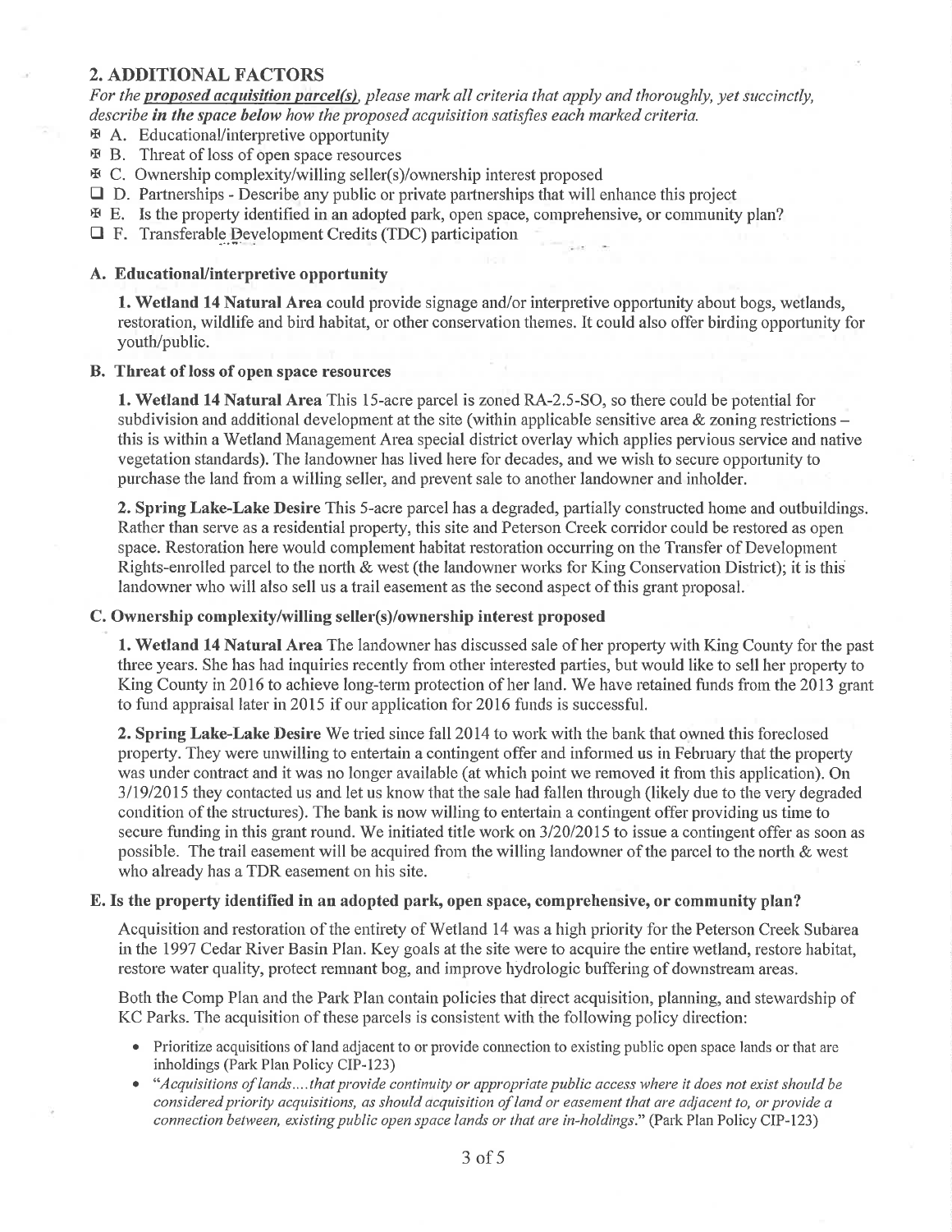## 2. ADDITIONAL FACTORS

*For the **proposed acquisition parcel(s)**, please mark all criteria that apply and thoroughly, yet succinctly, describe **in the space below** how the proposed acquisition satisfies each marked criteria.*

- ☒ A. Educational/interpretive opportunity
- ☒ B. Threat of loss of open space resources
- ☒ C. Ownership complexity/willing seller(s)/ownership interest proposed
- ☐ D. Partnerships - Describe any public or private partnerships that will enhance this project
- ☒ E. Is the property identified in an adopted park, open space, comprehensive, or community plan?
- ☐ F. Transferable Development Credits (TDC) participation

### A. Educational/interpretive opportunity

**1. Wetland 14 Natural Area** could provide signage and/or interpretive opportunity about bogs, wetlands, restoration, wildlife and bird habitat, or other conservation themes. It could also offer birding opportunity for youth/public.

### B. Threat of loss of open space resources

**1. Wetland 14 Natural Area** This 15-acre parcel is zoned RA-2.5-SO, so there could be potential for subdivision and additional development at the site (within applicable sensitive area & zoning restrictions – this is within a Wetland Management Area special district overlay which applies pervious service and native vegetation standards). The landowner has lived here for decades, and we wish to secure opportunity to purchase the land from a willing seller, and prevent sale to another landowner and inholder.

**2. Spring Lake-Lake Desire** This 5-acre parcel has a degraded, partially constructed home and outbuildings. Rather than serve as a residential property, this site and Peterson Creek corridor could be restored as open space. Restoration here would complement habitat restoration occurring on the Transfer of Development Rights-enrolled parcel to the north & west (the landowner works for King Conservation District); it is this landowner who will also sell us a trail easement as the second aspect of this grant proposal.

### C. Ownership complexity/willing seller(s)/ownership interest proposed

**1. Wetland 14 Natural Area** The landowner has discussed sale of her property with King County for the past three years. She has had inquiries recently from other interested parties, but would like to sell her property to King County in 2016 to achieve long-term protection of her land. We have retained funds from the 2013 grant to fund appraisal later in 2015 if our application for 2016 funds is successful.

**2. Spring Lake-Lake Desire** We tried since fall 2014 to work with the bank that owned this foreclosed property. They were unwilling to entertain a contingent offer and informed us in February that the property was under contract and it was no longer available (at which point we removed it from this application). On 3/19/2015 they contacted us and let us know that the sale had fallen through (likely due to the very degraded condition of the structures). The bank is now willing to entertain a contingent offer providing us time to secure funding in this grant round. We initiated title work on 3/20/2015 to issue a contingent offer as soon as possible. The trail easement will be acquired from the willing landowner of the parcel to the north & west who already has a TDR easement on his site.

### E. Is the property identified in an adopted park, open space, comprehensive, or community plan?

Acquisition and restoration of the entirety of Wetland 14 was a high priority for the Peterson Creek Subarea in the 1997 Cedar River Basin Plan. Key goals at the site were to acquire the entire wetland, restore habitat, restore water quality, protect remnant bog, and improve hydrologic buffering of downstream areas.

Both the Comp Plan and the Park Plan contain policies that direct acquisition, planning, and stewardship of KC Parks. The acquisition of these parcels is consistent with the following policy direction:

- Prioritize acquisitions of land adjacent to or provide connection to existing public open space lands or that are inholdings (Park Plan Policy CIP-123)
- "*Acquisitions of lands.... that provide continuity or appropriate public access where it does not exist should be considered priority acquisitions, as should acquisition of land or easement that are adjacent to, or provide a connection between, existing public open space lands or that are in-holdings.*" (Park Plan Policy CIP-123)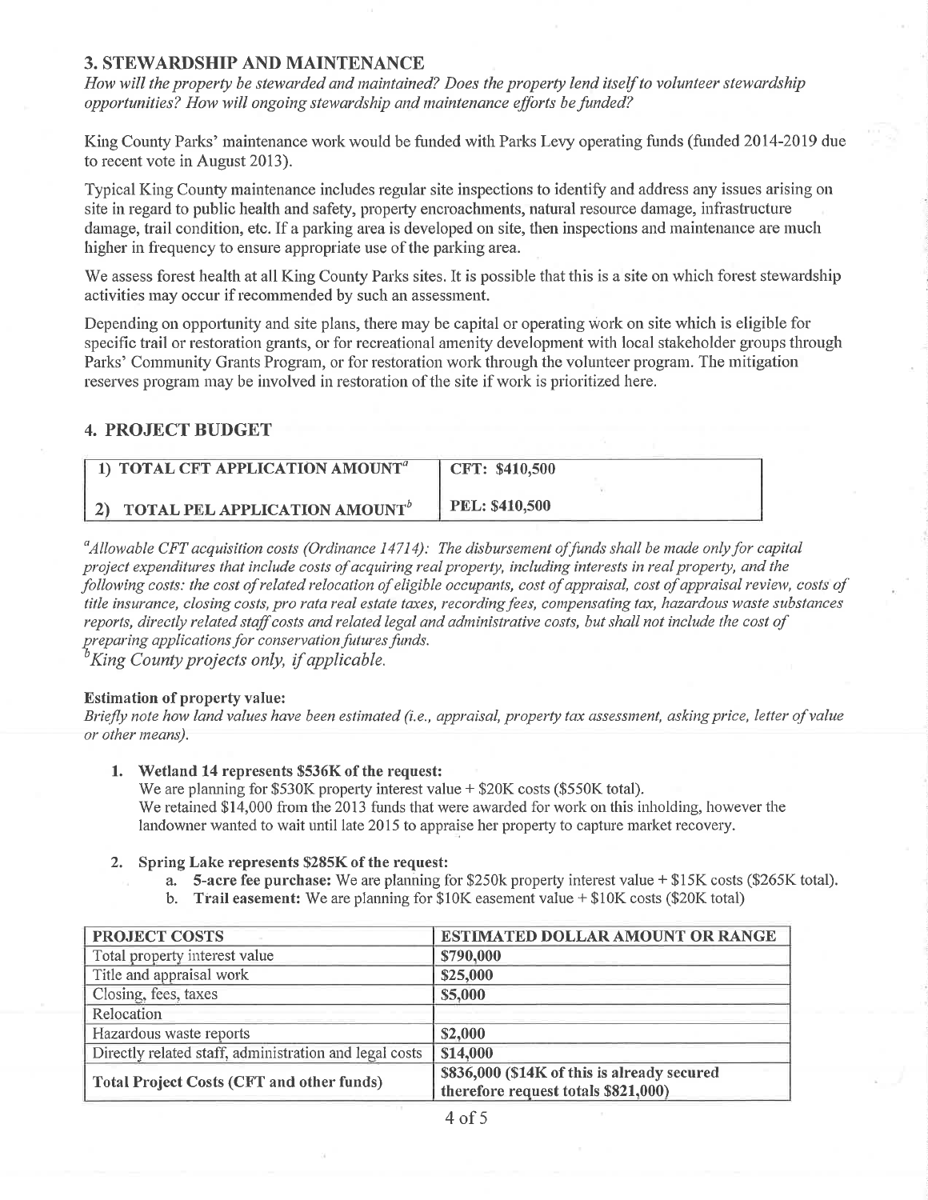## 3. STEWARDSHIP AND MAINTENANCE

*How will the property be stewarded and maintained? Does the property lend itself to volunteer stewardship opportunities? How will ongoing stewardship and maintenance efforts be funded?*

King County Parks' maintenance work would be funded with Parks Levy operating funds (funded 2014-2019 due to recent vote in August 2013).

Typical King County maintenance includes regular site inspections to identify and address any issues arising on site in regard to public health and safety, property encroachments, natural resource damage, infrastructure damage, trail condition, etc. If a parking area is developed on site, then inspections and maintenance are much higher in frequency to ensure appropriate use of the parking area.

We assess forest health at all King County Parks sites. It is possible that this is a site on which forest stewardship activities may occur if recommended by such an assessment.

Depending on opportunity and site plans, there may be capital or operating work on site which is eligible for specific trail or restoration grants, or for recreational amenity development with local stakeholder groups through Parks' Community Grants Program, or for restoration work through the volunteer program. The mitigation reserves program may be involved in restoration of the site if work is prioritized here.

## 4. PROJECT BUDGET

| | |
|---|---|
| 1) TOTAL CFT APPLICATION AMOUNT[a] | CFT: $410,500 |
| 2) TOTAL PEL APPLICATION AMOUNT[b] | PEL: $410,500 |

[a]*Allowable CFT acquisition costs (Ordinance 14714): The disbursement of funds shall be made only for capital project expenditures that include costs of acquiring real property, including interests in real property, and the following costs: the cost of related relocation of eligible occupants, cost of appraisal, cost of appraisal review, costs of title insurance, closing costs, pro rata real estate taxes, recording fees, compensating tax, hazardous waste substances reports, directly related staff costs and related legal and administrative costs, but shall not include the cost of preparing applications for conservation futures funds.*

[b]*King County projects only, if applicable.*

**Estimation of property value:**

*Briefly note how land values have been estimated (i.e., appraisal, property tax assessment, asking price, letter of value or other means).*

1. **Wetland 14 represents $536K of the request:**
   We are planning for $530K property interest value + $20K costs ($550K total).
   We retained $14,000 from the 2013 funds that were awarded for work on this inholding, however the landowner wanted to wait until late 2015 to appraise her property to capture market recovery.

2. **Spring Lake represents $285K of the request:**
   a. **5-acre fee purchase:** We are planning for $250k property interest value + $15K costs ($265K total).
   b. **Trail easement:** We are planning for $10K easement value + $10K costs ($20K total)

| PROJECT COSTS | ESTIMATED DOLLAR AMOUNT OR RANGE |
|---|---|
| Total property interest value | $790,000 |
| Title and appraisal work | $25,000 |
| Closing, fees, taxes | $5,000 |
| Relocation | |
| Hazardous waste reports | $2,000 |
| Directly related staff, administration and legal costs | $14,000 |
| **Total Project Costs (CFT and other funds)** | $836,000 ($14K of this is already secured therefore request totals $821,000) |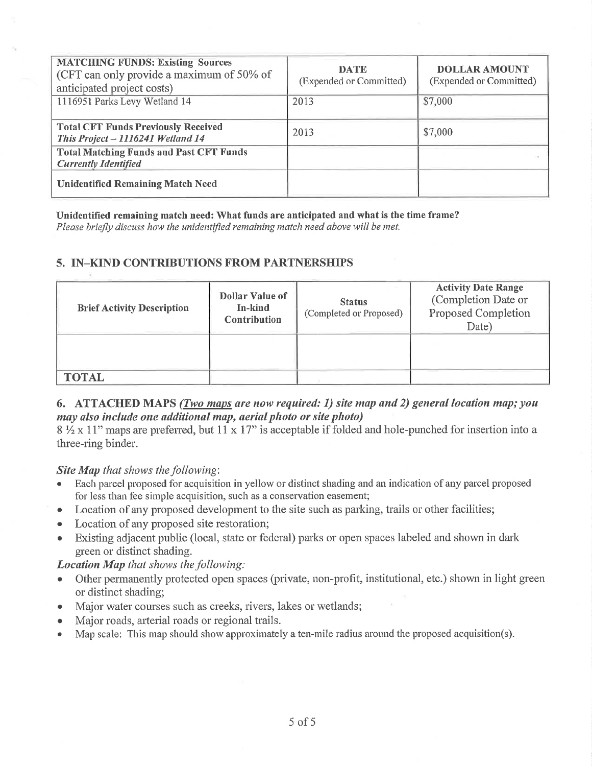| **MATCHING FUNDS: Existing Sources** (CFT can only provide a maximum of 50% of anticipated project costs) | **DATE** (Expended or Committed) | **DOLLAR AMOUNT** (Expended or Committed) |
|---|---|---|
| 1116951 Parks Levy Wetland 14 | 2013 | $7,000 |
| **Total CFT Funds Previously Received** ***This Project – 1116241 Wetland 14*** | 2013 | $7,000 |
| **Total Matching Funds and Past CFT Funds** ***Currently Identified*** | | |
| **Unidentified Remaining Match Need** | | |

**Unidentified remaining match need: What funds are anticipated and what is the time frame?**
*Please briefly discuss how the unidentified remaining match need above will be met.*

## 5. IN–KIND CONTRIBUTIONS FROM PARTNERSHIPS

| Brief Activity Description | Dollar Value of In-kind Contribution | Status (Completed or Proposed) | Activity Date Range (Completion Date or Proposed Completion Date) |
|---|---|---|---|
| | | | |
| **TOTAL** | | | |

## 6. ATTACHED MAPS *(Two maps are now required: 1) site map and 2) general location map; you may also include one additional map, aerial photo or site photo)*

8 ½ x 11" maps are preferred, but 11 x 17" is acceptable if folded and hole-punched for insertion into a three-ring binder.

***Site Map** that shows the following*:

- Each parcel proposed for acquisition in yellow or distinct shading and an indication of any parcel proposed for less than fee simple acquisition, such as a conservation easement;
- Location of any proposed development to the site such as parking, trails or other facilities;
- Location of any proposed site restoration;
- Existing adjacent public (local, state or federal) parks or open spaces labeled and shown in dark green or distinct shading.

***Location Map** that shows the following:*

- Other permanently protected open spaces (private, non-profit, institutional, etc.) shown in light green or distinct shading;
- Major water courses such as creeks, rivers, lakes or wetlands;
- Major roads, arterial roads or regional trails.
- Map scale: This map should show approximately a ten-mile radius around the proposed acquisition(s).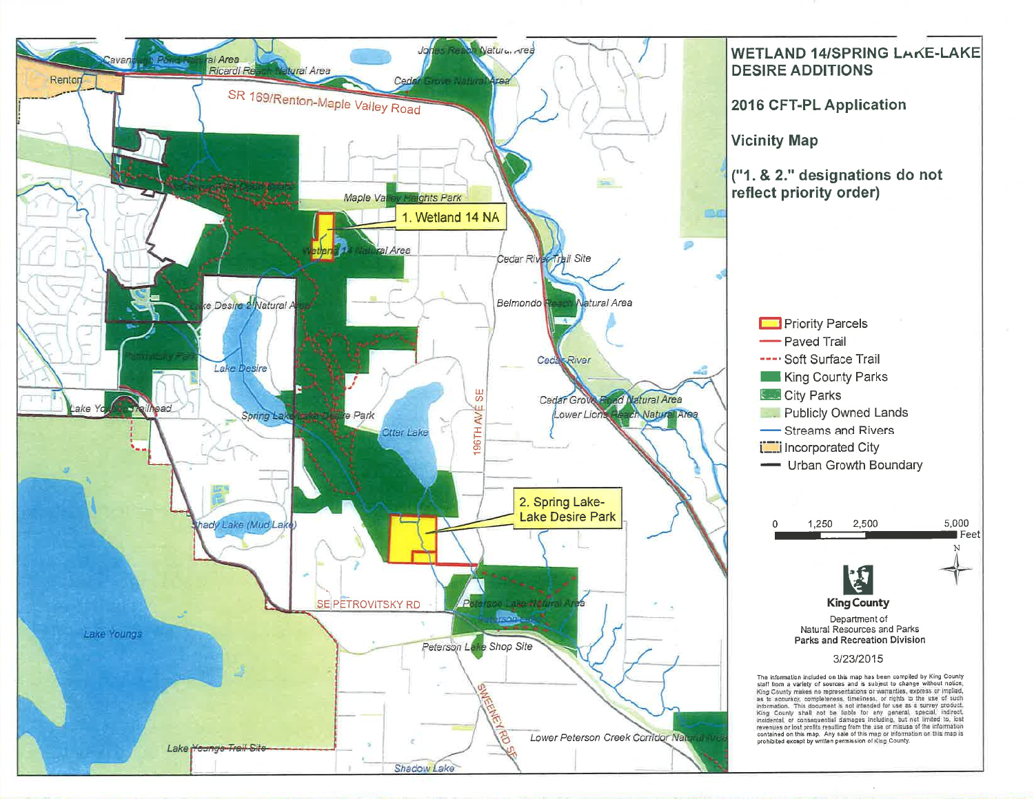# WETLAND 14/SPRING LAKE-LAKE DESIRE ADDITIONS

## 2016 CFT-PL Application

## Vicinity Map

**("1. & 2." designations do not reflect priority order)**

1. Wetland 14 NA

2. Spring Lake-Lake Desire Park

Legend:

- Priority Parcels
- Paved Trail
- Soft Surface Trail
- King County Parks
- City Parks
- Publicly Owned Lands
- Streams and Rivers
- Incorporated City
- Urban Growth Boundary

0 1,250 2,500 5,000 Feet

King County

Department of Natural Resources and Parks

**Parks and Recreation Division**

3/23/2015

The information included on this map has been compiled by King County staff from a variety of sources and is subject to change without notice. King County makes no representations or warranties, express or implied, as to accuracy, completeness, timeliness, or rights to the use of such information. This document is not intended for use as a survey product. King County shall not be liable for any general, special, indirect, incidental, or consequential damages including, but not limited to, lost revenues or lost profits resulting from the use or misuse of the information contained on this map. Any sale of this map or information on this map is prohibited except by written permission of King County.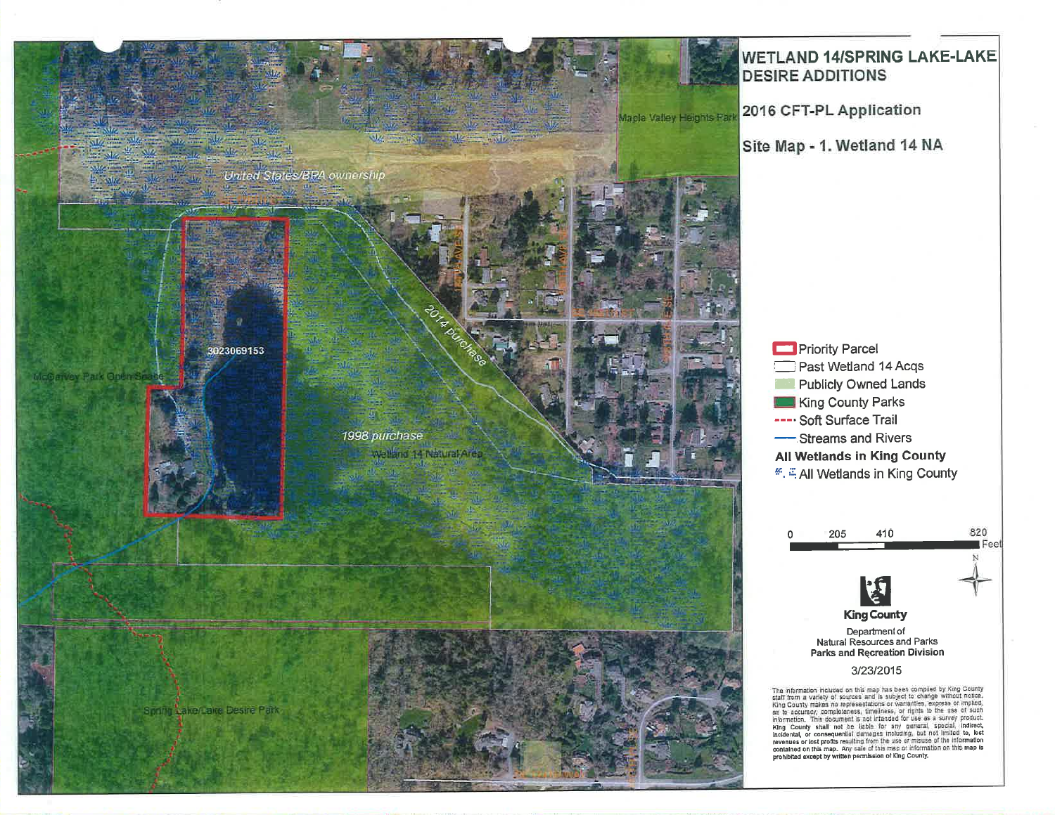# WETLAND 14/SPRING LAKE-LAKE DESIRE ADDITIONS

## 2016 CFT-PL Application

## Site Map - 1. Wetland 14 NA

Maple Valley Heights Park

United States/BPA ownership

3023069153

McGarvey Park Open Space

2014 purchase

1998 purchase

Wetland 14 Natural Area

Spring Lake/Lake Desire Park

- Priority Parcel
- Past Wetland 14 Acqs
- Publicly Owned Lands
- King County Parks
- Soft Surface Trail
- Streams and Rivers

**All Wetlands in King County**

- All Wetlands in King County

0 205 410 820 Feet

N

King County

Department of Natural Resources and Parks

Parks and Recreation Division

3/23/2015

The information included on this map has been compiled by King County staff from a variety of sources and is subject to change without notice. King County makes no representations or warranties, express or implied, as to accuracy, completeness, timeliness, or rights to the use of such information. This document is not intended for use as a survey product. King County shall not be liable for any general, special, indirect, incidental, or consequential damages including, but not limited to, lost revenues or lost profits resulting from the use or misuse of the information contained on this map. Any sale of this map or information on this map is prohibited except by written permission of King County.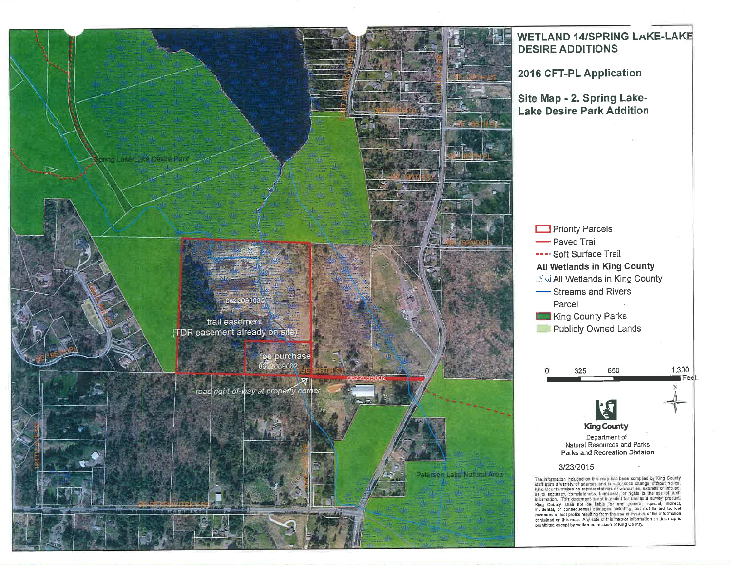# WETLAND 14/SPRING LAKE-LAKE DESIRE ADDITIONS

## 2016 CFT-PL Application

## Site Map - 2. Spring Lake-Lake Desire Park Addition

Spring Lake/Lake Desire Park

0622069035

trail easement

(TDR easement already on site)

fee purchase

0622069002

SE 186TH ST

0622069002

road right-of-way at property corner

Peterson Lake Natural Area

SE 184TH ST

SE 186TH ST

SE 188TH ST

SE 189TH PL

SE 190TH ST

SE 192ND ST

SE 186TH PL

SE PETROVITSKY RD

Priority Parcels

Paved Trail

Soft Surface Trail

**All Wetlands in King County**

All Wetlands in King County

Streams and Rivers

Parcel

King County Parks

Publicly Owned Lands

0 325 650 1,300 Feet

N

King County

Department of Natural Resources and Parks

Parks and Recreation Division

3/23/2015

The information included on this map has been compiled by King County staff from a variety of sources and is subject to change without notice. King County makes no representations or warranties, express or implied, as to accuracy, completeness, timeliness, or rights to the use of such information. This document is not intended for use as a survey product. King County shall not be liable for any general, special, indirect, incidental, or consequential damages including, but not limited to, lost revenues or lost profits resulting from the use or misuse of the information contained on this map. Any sale of this map or information on this map is prohibited except by written permission of King County.